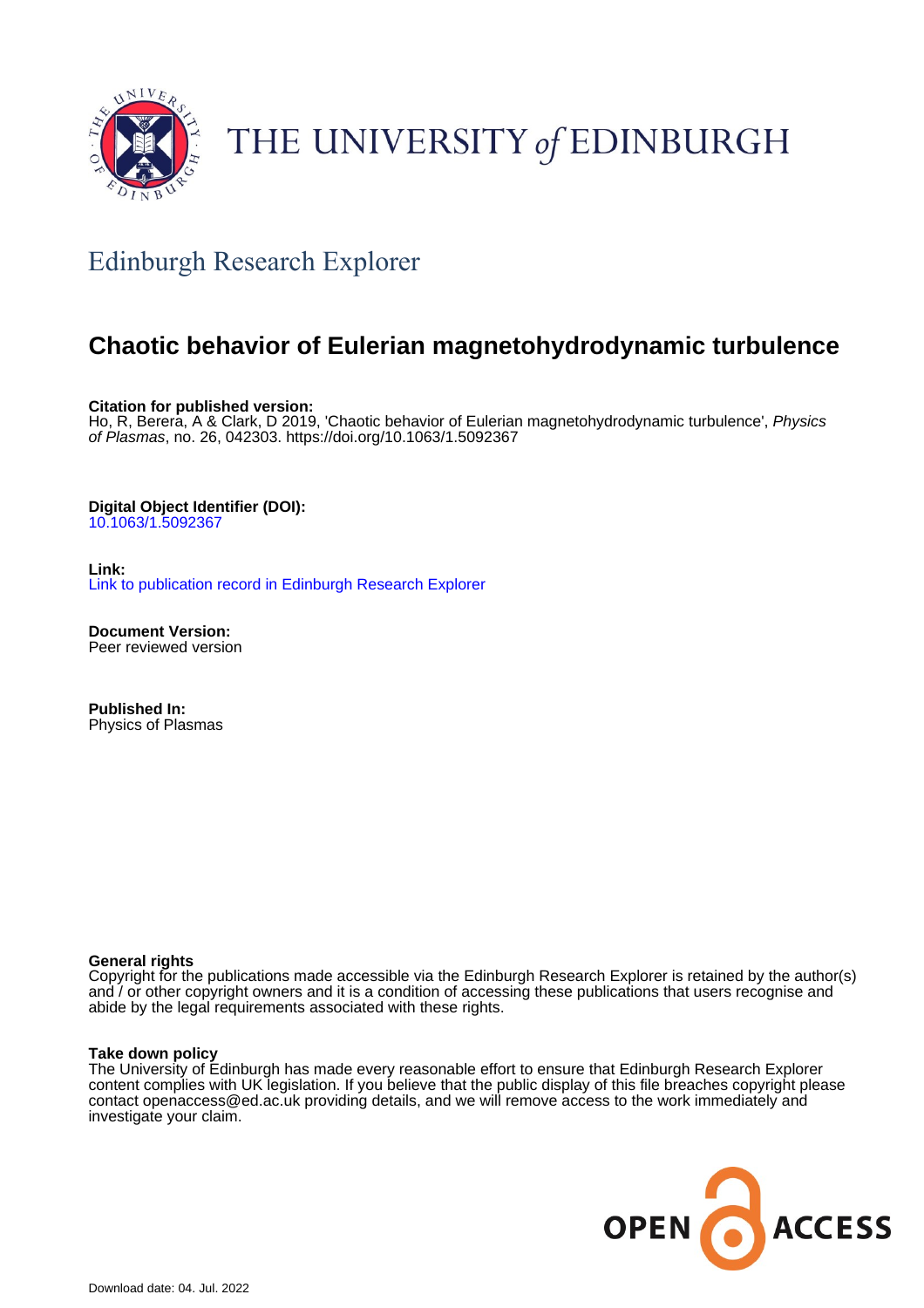THE UNIVERSITY *of* EDINBURGH

## Edinburgh Research Explorer

# Chaotic behavior of Eulerian magnetohydrodynamic turbulence

**Citation for published version:**
Ho, R, Berera, A & Clark, D 2019, 'Chaotic behavior of Eulerian magnetohydrodynamic turbulence', *Physics of Plasmas*, no. 26, 042303. https://doi.org/10.1063/1.5092367

**Digital Object Identifier (DOI):**
10.1063/1.5092367

**Link:**
Link to publication record in Edinburgh Research Explorer

**Document Version:**
Peer reviewed version

**Published In:**
Physics of Plasmas

**General rights**
Copyright for the publications made accessible via the Edinburgh Research Explorer is retained by the author(s) and / or other copyright owners and it is a condition of accessing these publications that users recognise and abide by the legal requirements associated with these rights.

**Take down policy**
The University of Edinburgh has made every reasonable effort to ensure that Edinburgh Research Explorer content complies with UK legislation. If you believe that the public display of this file breaches copyright please contact openaccess@ed.ac.uk providing details, and we will remove access to the work immediately and investigate your claim.

OPEN ACCESS

Download date: 04. Jul. 2022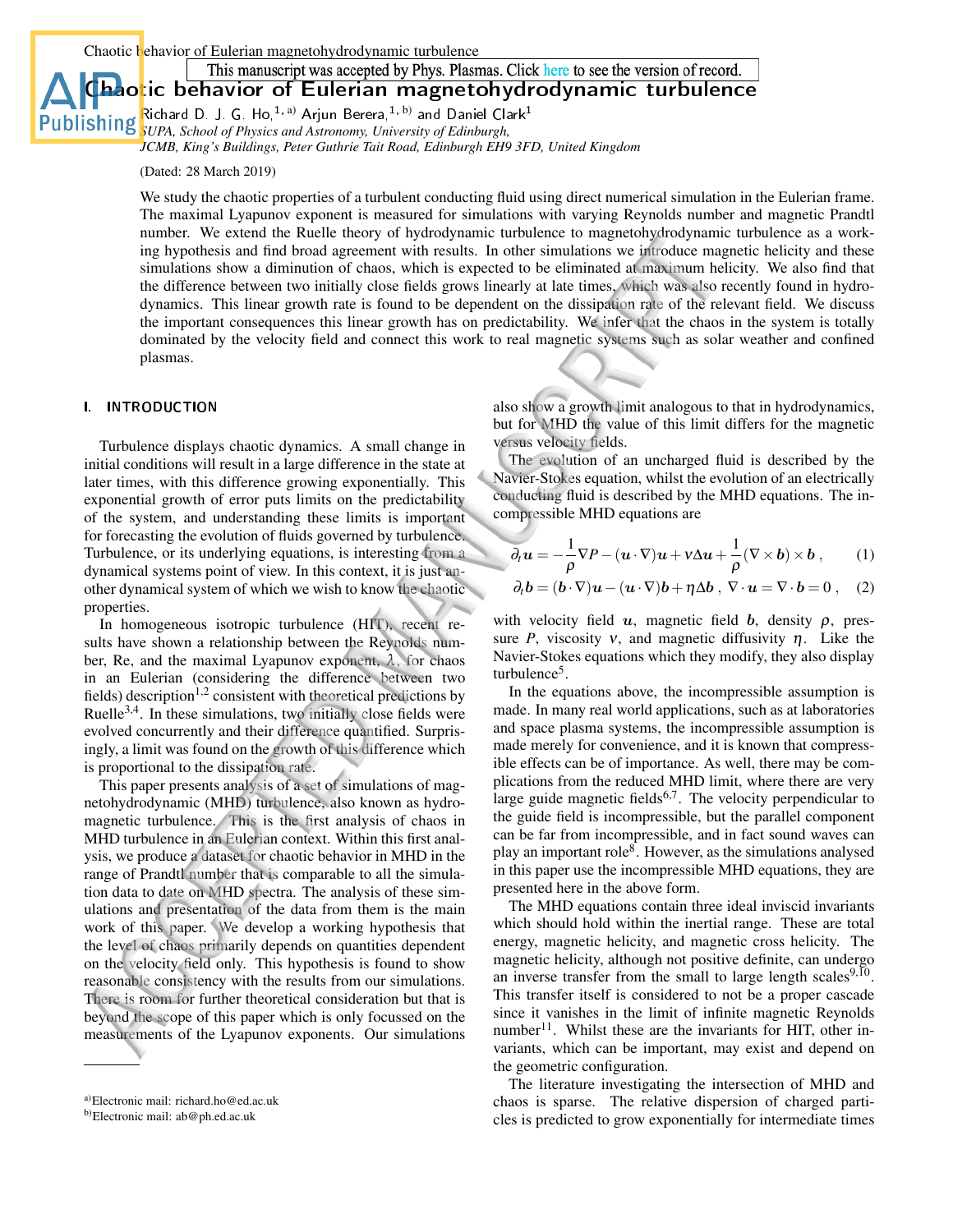This manuscript was accepted by Phys. Plasmas. Click here to see the version of record.

# Chaotic behavior of Eulerian magnetohydrodynamic turbulence

Richard D. J. G. Ho,[1,a] Arjun Berera,[1,b] and Daniel Clark[1]

[1]SUPA, School of Physics and Astronomy, University of Edinburgh, JCMB, King's Buildings, Peter Guthrie Tait Road, Edinburgh EH9 3FD, United Kingdom

(Dated: 28 March 2019)

We study the chaotic properties of a turbulent conducting fluid using direct numerical simulation in the Eulerian frame. The maximal Lyapunov exponent is measured for simulations with varying Reynolds number and magnetic Prandtl number. We extend the Ruelle theory of hydrodynamic turbulence to magnetohydrodynamic turbulence as a working hypothesis and find broad agreement with results. In other simulations we introduce magnetic helicity and these simulations show a diminution of chaos, which is expected to be eliminated at maximum helicity. We also find that the difference between two initially close fields grows linearly at late times, which was also recently found in hydrodynamics. This linear growth rate is found to be dependent on the dissipation rate of the relevant field. We discuss the important consequences this linear growth has on predictability. We infer that the chaos in the system is totally dominated by the velocity field and connect this work to real magnetic systems such as solar weather and confined plasmas.

## I. INTRODUCTION

Turbulence displays chaotic dynamics. A small change in initial conditions will result in a large difference in the state at later times, with this difference growing exponentially. This exponential growth of error puts limits on the predictability of the system, and understanding these limits is important for forecasting the evolution of fluids governed by turbulence. Turbulence, or its underlying equations, is interesting from a dynamical systems point of view. In this context, it is just another dynamical system of which we wish to know the chaotic properties.

In homogeneous isotropic turbulence (HIT), recent results have shown a relationship between the Reynolds number, Re, and the maximal Lyapunov exponent, $\lambda$, for chaos in an Eulerian (considering the difference between two fields) description[1,2] consistent with theoretical predictions by Ruelle[3,4]. In these simulations, two initially close fields were evolved concurrently and their difference quantified. Surprisingly, a limit was found on the growth of this difference which is proportional to the dissipation rate.

This paper presents analysis of a set of simulations of magnetohydrodynamic (MHD) turbulence, also known as hydromagnetic turbulence. This is the first analysis of chaos in MHD turbulence in an Eulerian context. Within this first analysis, we produce a dataset for chaotic behavior in MHD in the range of Prandtl number that is comparable to all the simulation data to date on MHD spectra. The analysis of these simulations and presentation of the data from them is the main work of this paper. We develop a working hypothesis that the level of chaos primarily depends on quantities dependent on the velocity field only. This hypothesis is found to show reasonable consistency with the results from our simulations. There is room for further theoretical consideration but that is beyond the scope of this paper which is only focussed on the measurements of the Lyapunov exponents. Our simulations also show a growth limit analogous to that in hydrodynamics, but for MHD the value of this limit differs for the magnetic versus velocity fields.

The evolution of an uncharged fluid is described by the Navier-Stokes equation, whilst the evolution of an electrically conducting fluid is described by the MHD equations. The incompressible MHD equations are

$$\partial_t \boldsymbol{u} = -\frac{1}{\rho}\nabla P - (\boldsymbol{u}\cdot\nabla)\boldsymbol{u} + \nu\Delta\boldsymbol{u} + \frac{1}{\rho}(\nabla\times\boldsymbol{b})\times\boldsymbol{b}\,, \quad (1)$$

$$\partial_t \boldsymbol{b} = (\boldsymbol{b}\cdot\nabla)\boldsymbol{u} - (\boldsymbol{u}\cdot\nabla)\boldsymbol{b} + \eta\Delta\boldsymbol{b}\,,\ \nabla\cdot\boldsymbol{u} = \nabla\cdot\boldsymbol{b} = 0\,, \quad (2)$$

with velocity field $\boldsymbol{u}$, magnetic field $\boldsymbol{b}$, density $\rho$, pressure $P$, viscosity $\nu$, and magnetic diffusivity $\eta$. Like the Navier-Stokes equations which they modify, they also display turbulence[5].

In the equations above, the incompressible assumption is made. In many real world applications, such as at laboratories and space plasma systems, the incompressible assumption is made merely for convenience, and it is known that compressible effects can be of importance. As well, there may be complications from the reduced MHD limit, where there are very large guide magnetic fields[6,7]. The velocity perpendicular to the guide field is incompressible, but the parallel component can be far from incompressible, and in fact sound waves can play an important role[8]. However, as the simulations analysed in this paper use the incompressible MHD equations, they are presented here in the above form.

The MHD equations contain three ideal inviscid invariants which should hold within the inertial range. These are total energy, magnetic helicity, and magnetic cross helicity. The magnetic helicity, although not positive definite, can undergo an inverse transfer from the small to large length scales[9,10]. This transfer itself is considered to not be a proper cascade since it vanishes in the limit of infinite magnetic Reynolds number[11]. Whilst these are the invariants for HIT, other invariants, which can be important, may exist and depend on the geometric configuration.

The literature investigating the intersection of MHD and chaos is sparse. The relative dispersion of charged particles is predicted to grow exponentially for intermediate times

[a]Electronic mail: richard.ho@ed.ac.uk
[b]Electronic mail: ab@ph.ed.ac.uk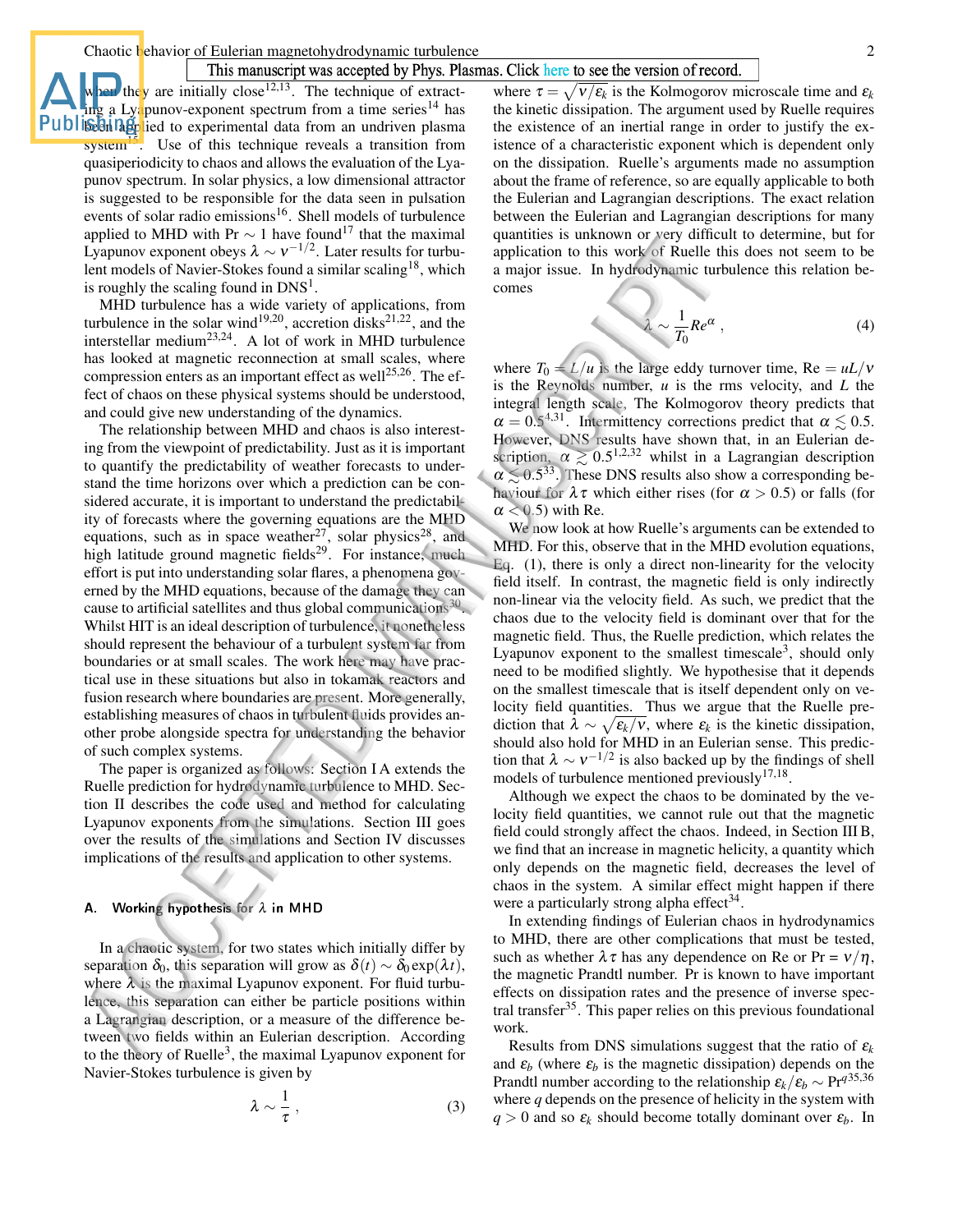when they are initially close[12,13]. The technique of extracting a Lyapunov-exponent spectrum from a time series[14] has been applied to experimental data from an undriven plasma system[15]. Use of this technique reveals a transition from quasiperiodicity to chaos and allows the evaluation of the Lyapunov spectrum. In solar physics, a low dimensional attractor is suggested to be responsible for the data seen in pulsation events of solar radio emissions[16]. Shell models of turbulence applied to MHD with Pr $\sim 1$ have found[17] that the maximal Lyapunov exponent obeys $\lambda \sim \nu^{-1/2}$. Later results for turbulent models of Navier-Stokes found a similar scaling[18], which is roughly the scaling found in DNS[1].

MHD turbulence has a wide variety of applications, from turbulence in the solar wind[19,20], accretion disks[21,22], and the interstellar medium[23,24]. A lot of work in MHD turbulence has looked at magnetic reconnection at small scales, where compression enters as an important effect as well[25,26]. The effect of chaos on these physical systems should be understood, and could give new understanding of the dynamics.

The relationship between MHD and chaos is also interesting from the viewpoint of predictability. Just as it is important to quantify the predictability of weather forecasts to understand the time horizons over which a prediction can be considered accurate, it is important to understand the predictability of forecasts where the governing equations are the MHD equations, such as in space weather[27], solar physics[28], and high latitude ground magnetic fields[29]. For instance, much effort is put into understanding solar flares, a phenomena governed by the MHD equations, because of the damage they can cause to artificial satellites and thus global communications[30]. Whilst HIT is an ideal description of turbulence, it nonetheless should represent the behaviour of a turbulent system far from boundaries or at small scales. The work here may have practical use in these situations but also in tokamak reactors and fusion research where boundaries are present. More generally, establishing measures of chaos in turbulent fluids provides another probe alongside spectra for understanding the behavior of such complex systems.

The paper is organized as follows: Section I A extends the Ruelle prediction for hydrodynamic turbulence to MHD. Section II describes the code used and method for calculating Lyapunov exponents from the simulations. Section III goes over the results of the simulations and Section IV discusses implications of the results and application to other systems.

### A. Working hypothesis for $\lambda$ in MHD

In a chaotic system, for two states which initially differ by separation $\delta_0$, this separation will grow as $\delta(t) \sim \delta_0 \exp(\lambda t)$, where $\lambda$ is the maximal Lyapunov exponent. For fluid turbulence, this separation can either be particle positions within a Lagrangian description, or a measure of the difference between two fields within an Eulerian description. According to the theory of Ruelle[3], the maximal Lyapunov exponent for Navier-Stokes turbulence is given by

$$\lambda \sim \frac{1}{\tau} , \tag{3}$$

where $\tau = \sqrt{\nu/\varepsilon_k}$ is the Kolmogorov microscale time and $\varepsilon_k$ the kinetic dissipation. The argument used by Ruelle requires the existence of an inertial range in order to justify the existence of a characteristic exponent which is dependent only on the dissipation. Ruelle's arguments made no assumption about the frame of reference, so are equally applicable to both the Eulerian and Lagrangian descriptions. The exact relation between the Eulerian and Lagrangian descriptions for many quantities is unknown or very difficult to determine, but for application to this work of Ruelle this does not seem to be a major issue. In hydrodynamic turbulence this relation becomes

$$\lambda \sim \frac{1}{T_0} Re^{\alpha} , \tag{4}$$

where $T_0 = L/u$ is the large eddy turnover time, Re $= uL/\nu$ is the Reynolds number, $u$ is the rms velocity, and $L$ the integral length scale. The Kolmogorov theory predicts that $\alpha = 0.5$[4,31]. Intermittency corrections predict that $\alpha \lesssim 0.5$. However, DNS results have shown that, in an Eulerian description, $\alpha \gtrsim 0.5$[1,2,32] whilst in a Lagrangian description $\alpha \lesssim 0.5$[33]. These DNS results also show a corresponding behaviour for $\lambda\tau$ which either rises (for $\alpha > 0.5$) or falls (for $\alpha < 0.5$) with Re.

We now look at how Ruelle's arguments can be extended to MHD. For this, observe that in the MHD evolution equations, Eq. (1), there is only a direct non-linearity for the velocity field itself. In contrast, the magnetic field is only indirectly non-linear via the velocity field. As such, we predict that the chaos due to the velocity field is dominant over that for the magnetic field. Thus, the Ruelle prediction, which relates the Lyapunov exponent to the smallest timescale[3], should only need to be modified slightly. We hypothesise that it depends on the smallest timescale that is itself dependent only on velocity field quantities. Thus we argue that the Ruelle prediction that $\lambda \sim \sqrt{\varepsilon_k/\nu}$, where $\varepsilon_k$ is the kinetic dissipation, should also hold for MHD in an Eulerian sense. This prediction that $\lambda \sim \nu^{-1/2}$ is also backed up by the findings of shell models of turbulence mentioned previously[17,18].

Although we expect the chaos to be dominated by the velocity field quantities, we cannot rule out that the magnetic field could strongly affect the chaos. Indeed, in Section III B, we find that an increase in magnetic helicity, a quantity which only depends on the magnetic field, decreases the level of chaos in the system. A similar effect might happen if there were a particularly strong alpha effect[34].

In extending findings of Eulerian chaos in hydrodynamics to MHD, there are other complications that must be tested, such as whether $\lambda\tau$ has any dependence on Re or Pr $= \nu/\eta$, the magnetic Prandtl number. Pr is known to have important effects on dissipation rates and the presence of inverse spectral transfer[35]. This paper relies on this previous foundational work.

Results from DNS simulations suggest that the ratio of $\varepsilon_k$ and $\varepsilon_b$ (where $\varepsilon_b$ is the magnetic dissipation) depends on the Prandtl number according to the relationship $\varepsilon_k/\varepsilon_b \sim$ Pr$^q$[35,36] where $q$ depends on the presence of helicity in the system with $q > 0$ and so $\varepsilon_k$ should become totally dominant over $\varepsilon_b$. In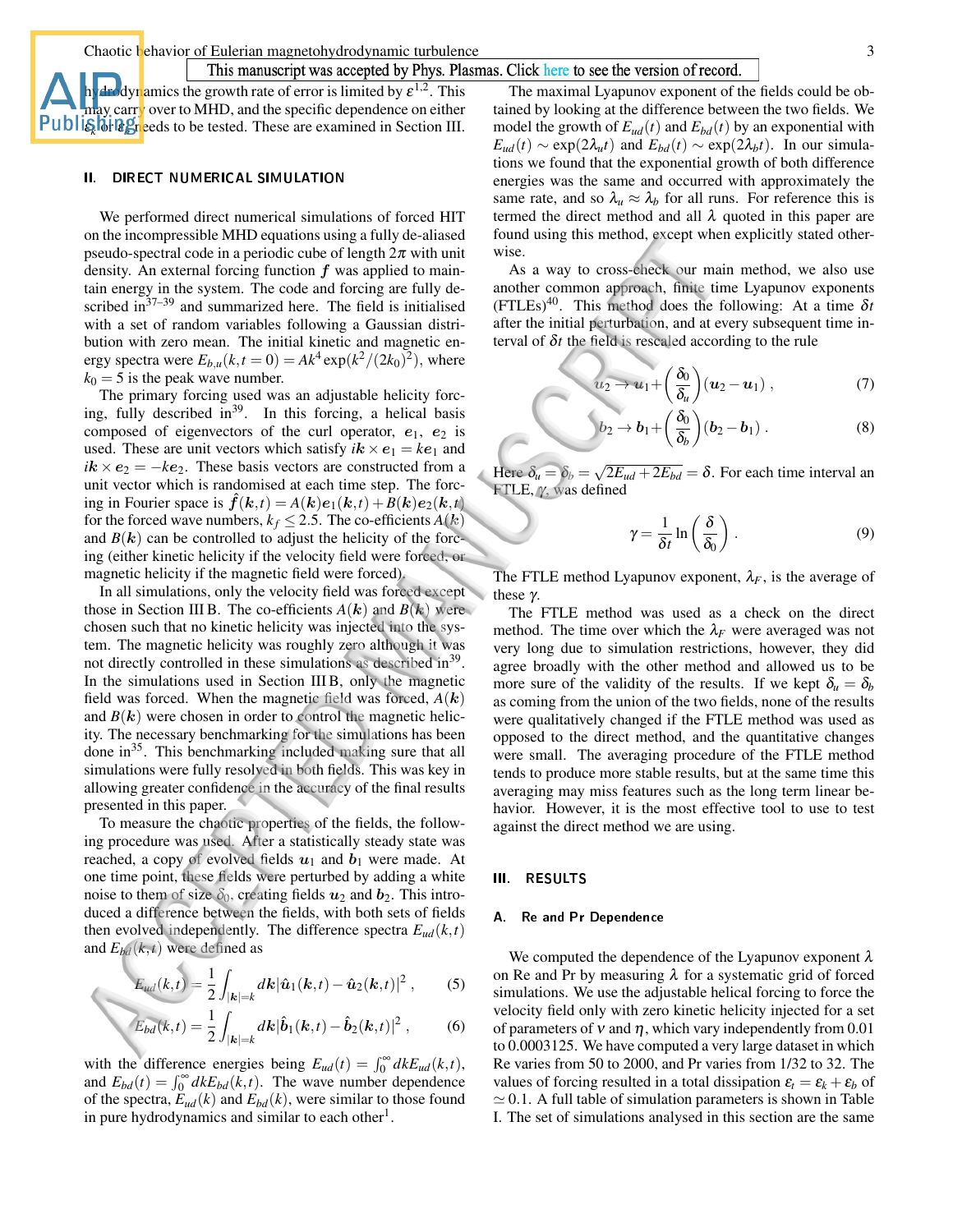hydrodynamics the growth rate of error is limited by $\varepsilon^{1,2}$. This may carry over to MHD, and the specific dependence on either $\varepsilon_k$ or $\varepsilon_b$ needs to be tested. These are examined in Section III.

## II. DIRECT NUMERICAL SIMULATION

We performed direct numerical simulations of forced HIT on the incompressible MHD equations using a fully de-aliased pseudo-spectral code in a periodic cube of length $2\pi$ with unit density. An external forcing function $\boldsymbol{f}$ was applied to maintain energy in the system. The code and forcing are fully described in[37–39] and summarized here. The field is initialised with a set of random variables following a Gaussian distribution with zero mean. The initial kinetic and magnetic energy spectra were $E_{b,u}(k,t=0) = Ak^4 \exp(k^2/(2k_0)^2)$, where $k_0 = 5$ is the peak wave number.

The primary forcing used was an adjustable helicity forcing, fully described in[39]. In this forcing, a helical basis composed of eigenvectors of the curl operator, $\boldsymbol{e}_1$, $\boldsymbol{e}_2$ is used. These are unit vectors which satisfy $i\boldsymbol{k}\times\boldsymbol{e}_1 = k\boldsymbol{e}_1$ and $i\boldsymbol{k}\times\boldsymbol{e}_2 = -k\boldsymbol{e}_2$. These basis vectors are constructed from a unit vector which is randomised at each time step. The forcing in Fourier space is $\hat{\boldsymbol{f}}(\boldsymbol{k},t) = A(\boldsymbol{k})\boldsymbol{e}_1(\boldsymbol{k},t) + B(\boldsymbol{k})\boldsymbol{e}_2(\boldsymbol{k},t)$ for the forced wave numbers, $k_f \leq 2.5$. The co-efficients $A(\boldsymbol{k})$ and $B(\boldsymbol{k})$ can be controlled to adjust the helicity of the forcing (either kinetic helicity if the velocity field were forced, or magnetic helicity if the magnetic field were forced).

In all simulations, only the velocity field was forced except those in Section III B. The co-efficients $A(\boldsymbol{k})$ and $B(\boldsymbol{k})$ were chosen such that no kinetic helicity was injected into the system. The magnetic helicity was roughly zero although it was not directly controlled in these simulations as described in[39]. In the simulations used in Section III B, only the magnetic field was forced. When the magnetic field was forced, $A(\boldsymbol{k})$ and $B(\boldsymbol{k})$ were chosen in order to control the magnetic helicity. The necessary benchmarking for the simulations has been done in[35]. This benchmarking included making sure that all simulations were fully resolved in both fields. This was key in allowing greater confidence in the accuracy of the final results presented in this paper.

To measure the chaotic properties of the fields, the following procedure was used. After a statistically steady state was reached, a copy of evolved fields $\boldsymbol{u}_1$ and $\boldsymbol{b}_1$ were made. At one time point, these fields were perturbed by adding a white noise to them of size $\delta_0$, creating fields $\boldsymbol{u}_2$ and $\boldsymbol{b}_2$. This introduced a difference between the fields, with both sets of fields then evolved independently. The difference spectra $E_{ud}(k,t)$ and $E_{bd}(k,t)$ were defined as

$$E_{ud}(k,t) = \frac{1}{2}\int_{|\boldsymbol{k}|=k} d\boldsymbol{k}\,|\hat{\boldsymbol{u}}_1(\boldsymbol{k},t) - \hat{\boldsymbol{u}}_2(\boldsymbol{k},t)|^2 , \tag{5}$$

$$E_{bd}(k,t) = \frac{1}{2}\int_{|\boldsymbol{k}|=k} d\boldsymbol{k}\,|\hat{\boldsymbol{b}}_1(\boldsymbol{k},t) - \hat{\boldsymbol{b}}_2(\boldsymbol{k},t)|^2 , \tag{6}$$

with the difference energies being $E_{ud}(t) = \int_0^\infty dk E_{ud}(k,t)$, and $E_{bd}(t) = \int_0^\infty dk E_{bd}(k,t)$. The wave number dependence of the spectra, $E_{ud}(k)$ and $E_{bd}(k)$, were similar to those found in pure hydrodynamics and similar to each other[1].

The maximal Lyapunov exponent of the fields could be obtained by looking at the difference between the two fields. We model the growth of $E_{ud}(t)$ and $E_{bd}(t)$ by an exponential with $E_{ud}(t) \sim \exp(2\lambda_u t)$ and $E_{bd}(t) \sim \exp(2\lambda_b t)$. In our simulations we found that the exponential growth of both difference energies was the same and occurred with approximately the same rate, and so $\lambda_u \approx \lambda_b$ for all runs. For reference this is termed the direct method and all $\lambda$ quoted in this paper are found using this method, except when explicitly stated otherwise.

As a way to cross-check our main method, we also use another common approach, finite time Lyapunov exponents (FTLEs)[40]. This method does the following: At a time $\delta t$ after the initial perturbation, and at every subsequent time interval of $\delta t$ the field is rescaled according to the rule

$$\boldsymbol{u}_2 \to \boldsymbol{u}_1 + \left(\frac{\delta_0}{\delta_u}\right)(\boldsymbol{u}_2 - \boldsymbol{u}_1) , \tag{7}$$

$$\boldsymbol{b}_2 \to \boldsymbol{b}_1 + \left(\frac{\delta_0}{\delta_b}\right)(\boldsymbol{b}_2 - \boldsymbol{b}_1) . \tag{8}$$

Here $\delta_u = \delta_b = \sqrt{2E_{ud} + 2E_{bd}} = \delta$. For each time interval an FTLE, $\gamma$, was defined

$$\gamma = \frac{1}{\delta t}\ln\left(\frac{\delta}{\delta_0}\right) . \tag{9}$$

The FTLE method Lyapunov exponent, $\lambda_F$, is the average of these $\gamma$.

The FTLE method was used as a check on the direct method. The time over which the $\lambda_F$ were averaged was not very long due to simulation restrictions, however, they did agree broadly with the other method and allowed us to be more sure of the validity of the results. If we kept $\delta_u = \delta_b$ as coming from the union of the two fields, none of the results were qualitatively changed if the FTLE method was used as opposed to the direct method, and the quantitative changes were small. The averaging procedure of the FTLE method tends to produce more stable results, but at the same time this averaging may miss features such as the long term linear behavior. However, it is the most effective tool to use to test against the direct method we are using.

## III. RESULTS

### A. Re and Pr Dependence

We computed the dependence of the Lyapunov exponent $\lambda$ on Re and Pr by measuring $\lambda$ for a systematic grid of forced simulations. We use the adjustable helical forcing to force the velocity field only with zero kinetic helicity injected for a set of parameters of $\nu$ and $\eta$, which vary independently from 0.01 to 0.0003125. We have computed a very large dataset in which Re varies from 50 to 2000, and Pr varies from 1/32 to 32. The values of forcing resulted in a total dissipation $\varepsilon_t = \varepsilon_k + \varepsilon_b$ of $\simeq 0.1$. A full table of simulation parameters is shown in Table I. The set of simulations analysed in this section are the same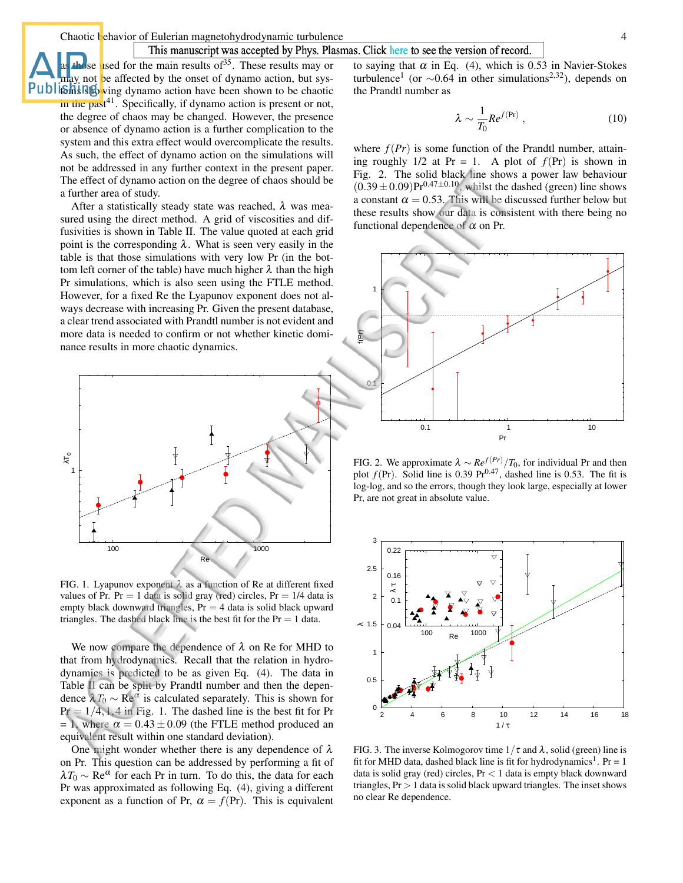as those used for the main results of[35]. These results may or may not be affected by the onset of dynamo action, but systems showing dynamo action have been shown to be chaotic in the past[41]. Specifically, if dynamo action is present or not, the degree of chaos may be changed. However, the presence or absence of dynamo action is a further complication to the system and this extra effect would overcomplicate the results. As such, the effect of dynamo action on the simulations will not be addressed in any further context in the present paper. The effect of dynamo action on the degree of chaos should be a further area of study.

After a statistically steady state was reached, $\lambda$ was measured using the direct method. A grid of viscosities and diffusivities is shown in Table II. The value quoted at each grid point is the corresponding $\lambda$. What is seen very easily in the table is that those simulations with very low Pr (in the bottom left corner of the table) have much higher $\lambda$ than the high Pr simulations, which is also seen using the FTLE method. However, for a fixed Re the Lyapunov exponent does not always decrease with increasing Pr. Given the present database, a clear trend associated with Prandtl number is not evident and more data is needed to confirm or not whether kinetic dominance results in more chaotic dynamics.

FIG. 1. Lyapunov exponent $\lambda$ as a function of Re at different fixed values of Pr. Pr = 1 data is solid gray (red) circles, Pr = 1/4 data is empty black downward triangles, Pr = 4 data is solid black upward triangles. The dashed black line is the best fit for the Pr = 1 data.

We now compare the dependence of $\lambda$ on Re for MHD to that from hydrodynamics. Recall that the relation in hydrodynamics is predicted to be as given Eq. (4). The data in Table II can be split by Prandtl number and then the dependence $\lambda T_0 \sim \mathrm{Re}^{\alpha}$ is calculated separately. This is shown for Pr = 1/4, 1, 4 in Fig. 1. The dashed line is the best fit for Pr = 1, where $\alpha = 0.43 \pm 0.09$ (the FTLE method produced an equivalent result within one standard deviation).

One might wonder whether there is any dependence of $\lambda$ on Pr. This question can be addressed by performing a fit of $\lambda T_0 \sim \mathrm{Re}^{\alpha}$ for each Pr in turn. To do this, the data for each Pr was approximated as following Eq. (4), giving a different exponent as a function of Pr, $\alpha = f(\mathrm{Pr})$. This is equivalent to saying that $\alpha$ in Eq. (4), which is 0.53 in Navier-Stokes turbulence[1] (or ∼0.64 in other simulations[2,32]), depends on the Prandtl number as

$$\lambda \sim \frac{1}{T_0} Re^{f(\mathrm{Pr})} , \qquad (10)$$

where $f(Pr)$ is some function of the Prandtl number, attaining roughly 1/2 at Pr = 1. A plot of $f(\mathrm{Pr})$ is shown in Fig. 2. The solid black line shows a power law behaviour $(0.39 \pm 0.09)\mathrm{Pr}^{0.47\pm0.10}$, whilst the dashed (green) line shows a constant $\alpha = 0.53$. This will be discussed further below but these results show our data is consistent with there being no functional dependence of $\alpha$ on Pr.

FIG. 2. We approximate $\lambda \sim Re^{f(Pr)}/T_0$, for individual Pr and then plot $f(\mathrm{Pr})$. Solid line is 0.39 $\mathrm{Pr}^{0.47}$, dashed line is 0.53. The fit is log-log, and so the errors, though they look large, especially at lower Pr, are not great in absolute value.

FIG. 3. The inverse Kolmogorov time $1/\tau$ and $\lambda$, solid (green) line is fit for MHD data, dashed black line is fit for hydrodynamics[1]. Pr = 1 data is solid gray (red) circles, Pr < 1 data is empty black downward triangles, Pr > 1 data is solid black upward triangles. The inset shows no clear Re dependence.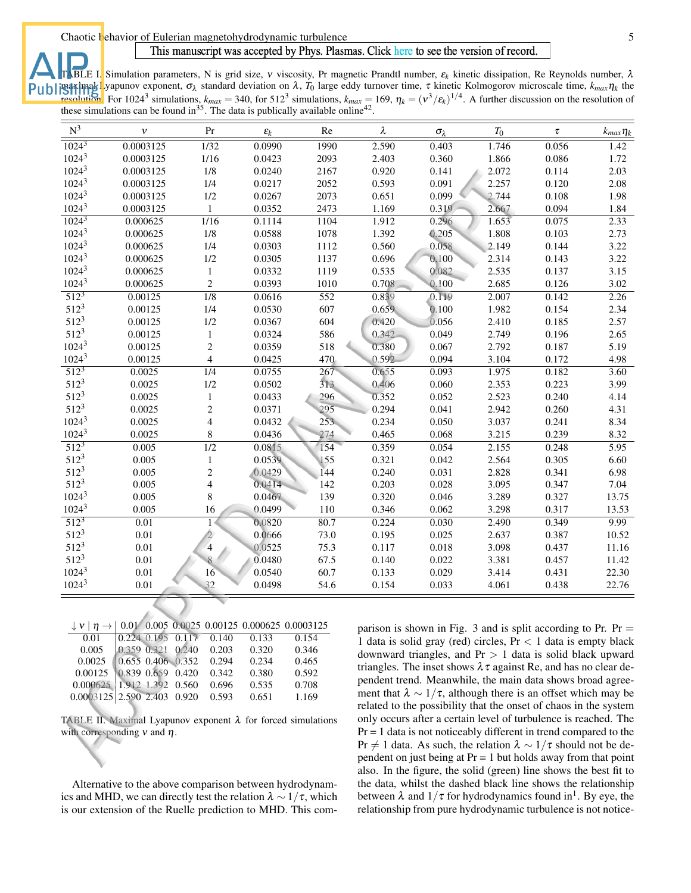This manuscript was accepted by Phys. Plasmas. Click here to see the version of record.

TABLE I. Simulation parameters, N is grid size, $\nu$ viscosity, Pr magnetic Prandtl number, $\varepsilon_k$ kinetic dissipation, Re Reynolds number, $\lambda$ maximal Lyapunov exponent, $\sigma_\lambda$ standard deviation on $\lambda$, $T_0$ large eddy turnover time, $\tau$ kinetic Kolmogorov microscale time, $k_{max}\eta_k$ the resolution. For $1024^3$ simulations, $k_{max} = 340$, for $512^3$ simulations, $k_{max} = 169$, $\eta_k = (\nu^3/\varepsilon_k)^{1/4}$. A further discussion on the resolution of these simulations can be found in[35]. The data is publically available online[42].

| $N^3$ | $\nu$ | Pr | $\varepsilon_k$ | Re | $\lambda$ | $\sigma_\lambda$ | $T_0$ | $\tau$ | $k_{max}\eta_k$ |
|---|---|---|---|---|---|---|---|---|---|
| $1024^3$ | 0.0003125 | 1/32 | 0.0990 | 1990 | 2.590 | 0.403 | 1.746 | 0.056 | 1.42 |
| $1024^3$ | 0.0003125 | 1/16 | 0.0423 | 2093 | 2.403 | 0.360 | 1.866 | 0.086 | 1.72 |
| $1024^3$ | 0.0003125 | 1/8 | 0.0240 | 2167 | 0.920 | 0.141 | 2.072 | 0.114 | 2.03 |
| $1024^3$ | 0.0003125 | 1/4 | 0.0217 | 2052 | 0.593 | 0.091 | 2.257 | 0.120 | 2.08 |
| $1024^3$ | 0.0003125 | 1/2 | 0.0267 | 2073 | 0.651 | 0.099 | 2.744 | 0.108 | 1.98 |
| $1024^3$ | 0.0003125 | 1 | 0.0352 | 2473 | 1.169 | 0.319 | 2.667 | 0.094 | 1.84 |
| $1024^3$ | 0.000625 | 1/16 | 0.1114 | 1104 | 1.912 | 0.296 | 1.653 | 0.075 | 2.33 |
| $1024^3$ | 0.000625 | 1/8 | 0.0588 | 1078 | 1.392 | 0.205 | 1.808 | 0.103 | 2.73 |
| $1024^3$ | 0.000625 | 1/4 | 0.0303 | 1112 | 0.560 | 0.058 | 2.149 | 0.144 | 3.22 |
| $1024^3$ | 0.000625 | 1/2 | 0.0305 | 1137 | 0.696 | 0.100 | 2.314 | 0.143 | 3.22 |
| $1024^3$ | 0.000625 | 1 | 0.0332 | 1119 | 0.535 | 0.082 | 2.535 | 0.137 | 3.15 |
| $1024^3$ | 0.000625 | 2 | 0.0393 | 1010 | 0.708 | 0.100 | 2.685 | 0.126 | 3.02 |
| $512^3$ | 0.00125 | 1/8 | 0.0616 | 552 | 0.839 | 0.119 | 2.007 | 0.142 | 2.26 |
| $512^3$ | 0.00125 | 1/4 | 0.0530 | 607 | 0.659 | 0.100 | 1.982 | 0.154 | 2.34 |
| $512^3$ | 0.00125 | 1/2 | 0.0367 | 604 | 0.420 | 0.056 | 2.410 | 0.185 | 2.57 |
| $512^3$ | 0.00125 | 1 | 0.0324 | 586 | 0.342 | 0.049 | 2.749 | 0.196 | 2.65 |
| $1024^3$ | 0.00125 | 2 | 0.0359 | 518 | 0.380 | 0.067 | 2.792 | 0.187 | 5.19 |
| $1024^3$ | 0.00125 | 4 | 0.0425 | 470 | 0.592 | 0.094 | 3.104 | 0.172 | 4.98 |
| $512^3$ | 0.0025 | 1/4 | 0.0755 | 267 | 0.655 | 0.093 | 1.975 | 0.182 | 3.60 |
| $512^3$ | 0.0025 | 1/2 | 0.0502 | 313 | 0.406 | 0.060 | 2.353 | 0.223 | 3.99 |
| $512^3$ | 0.0025 | 1 | 0.0433 | 296 | 0.352 | 0.052 | 2.523 | 0.240 | 4.14 |
| $512^3$ | 0.0025 | 2 | 0.0371 | 295 | 0.294 | 0.041 | 2.942 | 0.260 | 4.31 |
| $1024^3$ | 0.0025 | 4 | 0.0432 | 253 | 0.234 | 0.050 | 3.037 | 0.241 | 8.34 |
| $1024^3$ | 0.0025 | 8 | 0.0436 | 274 | 0.465 | 0.068 | 3.215 | 0.239 | 8.32 |
| $512^3$ | 0.005 | 1/2 | 0.0815 | 154 | 0.359 | 0.054 | 2.155 | 0.248 | 5.95 |
| $512^3$ | 0.005 | 1 | 0.0539 | 155 | 0.321 | 0.042 | 2.564 | 0.305 | 6.60 |
| $512^3$ | 0.005 | 2 | 0.0429 | 144 | 0.240 | 0.031 | 2.828 | 0.341 | 6.98 |
| $512^3$ | 0.005 | 4 | 0.0414 | 142 | 0.203 | 0.028 | 3.095 | 0.347 | 7.04 |
| $1024^3$ | 0.005 | 8 | 0.0467 | 139 | 0.320 | 0.046 | 3.289 | 0.327 | 13.75 |
| $1024^3$ | 0.005 | 16 | 0.0499 | 110 | 0.346 | 0.062 | 3.298 | 0.317 | 13.53 |
| $512^3$ | 0.01 | 1 | 0.0820 | 80.7 | 0.224 | 0.030 | 2.490 | 0.349 | 9.99 |
| $512^3$ | 0.01 | 2 | 0.0666 | 73.0 | 0.195 | 0.025 | 2.637 | 0.387 | 10.52 |
| $512^3$ | 0.01 | 4 | 0.0525 | 75.3 | 0.117 | 0.018 | 3.098 | 0.437 | 11.16 |
| $512^3$ | 0.01 | 8 | 0.0480 | 67.5 | 0.140 | 0.022 | 3.381 | 0.457 | 11.42 |
| $1024^3$ | 0.01 | 16 | 0.0540 | 60.7 | 0.133 | 0.029 | 3.414 | 0.431 | 22.30 |
| $1024^3$ | 0.01 | 32 | 0.0498 | 54.6 | 0.154 | 0.033 | 4.061 | 0.438 | 22.76 |

| $\downarrow \nu \mid \eta \rightarrow$ | 0.01 | 0.005 | 0.0025 | 0.00125 | 0.000625 | 0.0003125 |
|---|---|---|---|---|---|---|
| 0.01 | 0.224 | 0.195 | 0.117 | 0.140 | 0.133 | 0.154 |
| 0.005 | 0.359 | 0.321 | 0.240 | 0.203 | 0.320 | 0.346 |
| 0.0025 | 0.655 | 0.406 | 0.352 | 0.294 | 0.234 | 0.465 |
| 0.00125 | 0.839 | 0.659 | 0.420 | 0.342 | 0.380 | 0.592 |
| 0.000625 | 1.912 | 1.392 | 0.560 | 0.696 | 0.535 | 0.708 |
| 0.0003125 | 2.590 | 2.403 | 0.920 | 0.593 | 0.651 | 1.169 |

TABLE II. Maximal Lyapunov exponent $\lambda$ for forced simulations with corresponding $\nu$ and $\eta$.

Alternative to the above comparison between hydrodynamics and MHD, we can directly test the relation $\lambda \sim 1/\tau$, which is our extension of the Ruelle prediction to MHD. This comparison is shown in Fig. 3 and is split according to Pr. Pr = 1 data is solid gray (red) circles, Pr < 1 data is empty black downward triangles, and Pr > 1 data is solid black upward triangles. The inset shows $\lambda\tau$ against Re, and has no clear dependent trend. Meanwhile, the main data shows broad agreement that $\lambda \sim 1/\tau$, although there is an offset which may be related to the possibility that the onset of chaos in the system only occurs after a certain level of turbulence is reached. The Pr = 1 data is not noticeably different in trend compared to the Pr $\neq$ 1 data. As such, the relation $\lambda \sim 1/\tau$ should not be dependent on just being at Pr = 1 but holds away from that point also. In the figure, the solid (green) line shows the best fit to the data, whilst the dashed black line shows the relationship between $\lambda$ and $1/\tau$ for hydrodynamics found in[1]. By eye, the relationship from pure hydrodynamic turbulence is not notice-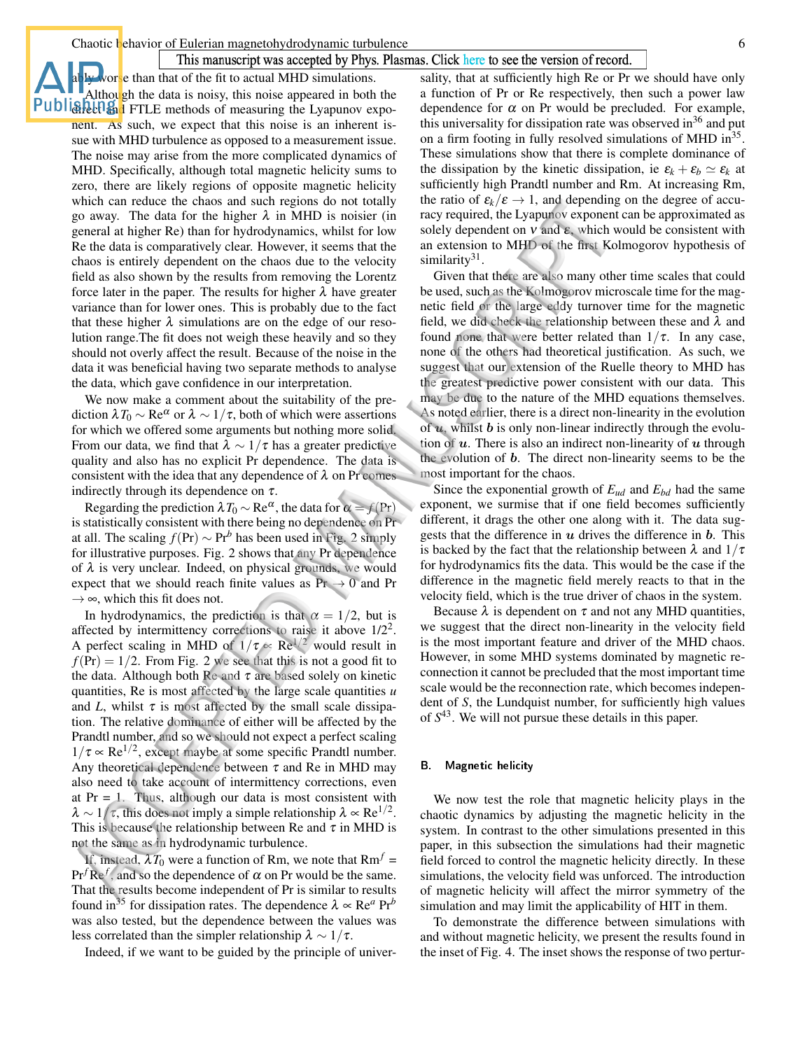ably worse than that of the fit to actual MHD simulations.

Although the data is noisy, this noise appeared in both the direct and FTLE methods of measuring the Lyapunov exponent. As such, we expect that this noise is an inherent issue with MHD turbulence as opposed to a measurement issue. The noise may arise from the more complicated dynamics of MHD. Specifically, although total magnetic helicity sums to zero, there are likely regions of opposite magnetic helicity which can reduce the chaos and such regions do not totally go away. The data for the higher $\lambda$ in MHD is noisier (in general at higher Re) than for hydrodynamics, whilst for low Re the data is comparatively clear. However, it seems that the chaos is entirely dependent on the chaos due to the velocity field as also shown by the results from removing the Lorentz force later in the paper. The results for higher $\lambda$ have greater variance than for lower ones. This is probably due to the fact that these higher $\lambda$ simulations are on the edge of our resolution range.The fit does not weigh these heavily and so they should not overly affect the result. Because of the noise in the data it was beneficial having two separate methods to analyse the data, which gave confidence in our interpretation.

We now make a comment about the suitability of the prediction $\lambda T_0 \sim \mathrm{Re}^{\alpha}$ or $\lambda \sim 1/\tau$, both of which were assertions for which we offered some arguments but nothing more solid. From our data, we find that $\lambda \sim 1/\tau$ has a greater predictive quality and also has no explicit Pr dependence. The data is consistent with the idea that any dependence of $\lambda$ on Pr comes indirectly through its dependence on $\tau$.

Regarding the prediction $\lambda T_0 \sim \mathrm{Re}^{\alpha}$, the data for $\alpha = f(\mathrm{Pr})$ is statistically consistent with there being no dependence on Pr at all. The scaling $f(\mathrm{Pr}) \sim \mathrm{Pr}^{b}$ has been used in Fig. 2 simply for illustrative purposes. Fig. 2 shows that any Pr dependence of $\lambda$ is very unclear. Indeed, on physical grounds, we would expect that we should reach finite values as $\mathrm{Pr} \to 0$ and $\mathrm{Pr} \to \infty$, which this fit does not.

In hydrodynamics, the prediction is that $\alpha = 1/2$, but is affected by intermittency corrections to raise it above 1/2[2]. A perfect scaling in MHD of $1/\tau \propto \mathrm{Re}^{1/2}$ would result in $f(\mathrm{Pr}) = 1/2$. From Fig. 2 we see that this is not a good fit to the data. Although both Re and $\tau$ are based solely on kinetic quantities, Re is most affected by the large scale quantities $u$ and $L$, whilst $\tau$ is most affected by the small scale dissipation. The relative dominance of either will be affected by the Prandtl number, and so we should not expect a perfect scaling $1/\tau \propto \mathrm{Re}^{1/2}$, except maybe at some specific Prandtl number. Any theoretical dependence between $\tau$ and Re in MHD may also need to take account of intermittency corrections, even at Pr = 1. Thus, although our data is most consistent with $\lambda \sim 1/\tau$, this does not imply a simple relationship $\lambda \propto \mathrm{Re}^{1/2}$. This is because the relationship between Re and $\tau$ in MHD is not the same as in hydrodynamic turbulence.

If, instead, $\lambda T_0$ were a function of Rm, we note that $\mathrm{Rm}^{f} = \mathrm{Pr}^{f}\mathrm{Re}^{f}$, and so the dependence of $\alpha$ on Pr would be the same. That the results become independent of Pr is similar to results found in[35] for dissipation rates. The dependence $\lambda \propto \mathrm{Re}^{a}\,\mathrm{Pr}^{b}$ was also tested, but the dependence between the values was less correlated than the simpler relationship $\lambda \sim 1/\tau$.

Indeed, if we want to be guided by the principle of universality, that at sufficiently high Re or Pr we should have only a function of Pr or Re respectively, then such a power law dependence for $\alpha$ on Pr would be precluded. For example, this universality for dissipation rate was observed in[36] and put on a firm footing in fully resolved simulations of MHD in[35]. These simulations show that there is complete dominance of the dissipation by the kinetic dissipation, ie $\varepsilon_k + \varepsilon_b \simeq \varepsilon_k$ at sufficiently high Prandtl number and Rm. At increasing Rm, the ratio of $\varepsilon_k/\varepsilon \to 1$, and depending on the degree of accuracy required, the Lyapunov exponent can be approximated as solely dependent on $\nu$ and $\varepsilon$, which would be consistent with an extension to MHD of the first Kolmogorov hypothesis of similarity[31].

Given that there are also many other time scales that could be used, such as the Kolmogorov microscale time for the magnetic field or the large eddy turnover time for the magnetic field, we did check the relationship between these and $\lambda$ and found none that were better related than $1/\tau$. In any case, none of the others had theoretical justification. As such, we suggest that our extension of the Ruelle theory to MHD has the greatest predictive power consistent with our data. This may be due to the nature of the MHD equations themselves. As noted earlier, there is a direct non-linearity in the evolution of $\boldsymbol{u}$, whilst $\boldsymbol{b}$ is only non-linear indirectly through the evolution of $\boldsymbol{u}$. There is also an indirect non-linearity of $\boldsymbol{u}$ through the evolution of $\boldsymbol{b}$. The direct non-linearity seems to be the most important for the chaos.

Since the exponential growth of $E_{ud}$ and $E_{bd}$ had the same exponent, we surmise that if one field becomes sufficiently different, it drags the other one along with it. The data suggests that the difference in $\boldsymbol{u}$ drives the difference in $\boldsymbol{b}$. This is backed by the fact that the relationship between $\lambda$ and $1/\tau$ for hydrodynamics fits the data. This would be the case if the difference in the magnetic field merely reacts to that in the velocity field, which is the true driver of chaos in the system.

Because $\lambda$ is dependent on $\tau$ and not any MHD quantities, we suggest that the direct non-linearity in the velocity field is the most important feature and driver of the MHD chaos. However, in some MHD systems dominated by magnetic reconnection it cannot be precluded that the most important time scale would be the reconnection rate, which becomes independent of $S$, the Lundquist number, for sufficiently high values of $S$[43]. We will not pursue these details in this paper.

### B. Magnetic helicity

We now test the role that magnetic helicity plays in the chaotic dynamics by adjusting the magnetic helicity in the system. In contrast to the other simulations presented in this paper, in this subsection the simulations had their magnetic field forced to control the magnetic helicity directly. In these simulations, the velocity field was unforced. The introduction of magnetic helicity will affect the mirror symmetry of the simulation and may limit the applicability of HIT in them.

To demonstrate the difference between simulations with and without magnetic helicity, we present the results found in the inset of Fig. 4. The inset shows the response of two pertur-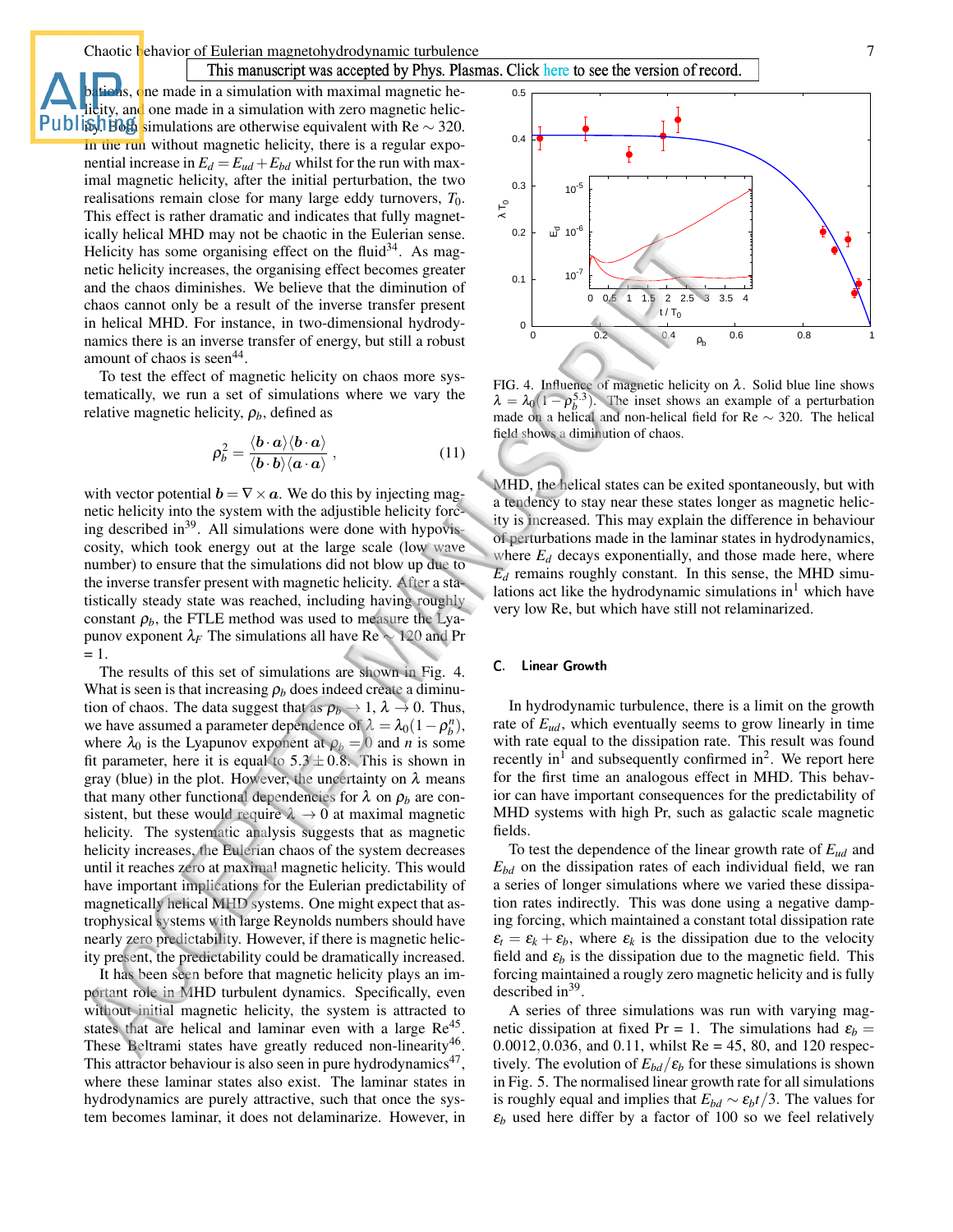bations, one made in a simulation with maximal magnetic helicity, and one made in a simulation with zero magnetic helicity. Both simulations are otherwise equivalent with Re ∼ 320. In the run without magnetic helicity, there is a regular exponential increase in $E_d = E_{ud} + E_{bd}$ whilst for the run with maximal magnetic helicity, after the initial perturbation, the two realisations remain close for many large eddy turnovers, $T_0$. This effect is rather dramatic and indicates that fully magnetically helical MHD may not be chaotic in the Eulerian sense. Helicity has some organising effect on the fluid[34]. As magnetic helicity increases, the organising effect becomes greater and the chaos diminishes. We believe that the diminution of chaos cannot only be a result of the inverse transfer present in helical MHD. For instance, in two-dimensional hydrodynamics there is an inverse transfer of energy, but still a robust amount of chaos is seen[44].

To test the effect of magnetic helicity on chaos more systematically, we run a set of simulations where we vary the relative magnetic helicity, $\rho_b$, defined as

$$\rho_b^2 = \frac{\langle \boldsymbol{b} \cdot \boldsymbol{a} \rangle \langle \boldsymbol{b} \cdot \boldsymbol{a} \rangle}{\langle \boldsymbol{b} \cdot \boldsymbol{b} \rangle \langle \boldsymbol{a} \cdot \boldsymbol{a} \rangle} , \tag{11}$$

with vector potential $\boldsymbol{b} = \nabla \times \boldsymbol{a}$. We do this by injecting magnetic helicity into the system with the adjustible helicity forcing described in[39]. All simulations were done with hypoviscosity, which took energy out at the large scale (low wave number) to ensure that the simulations did not blow up due to the inverse transfer present with magnetic helicity. After a statistically steady state was reached, including having roughly constant $\rho_b$, the FTLE method was used to measure the Lyapunov exponent $\lambda_F$ The simulations all have Re ∼ 120 and Pr = 1.

The results of this set of simulations are shown in Fig. 4. What is seen is that increasing $\rho_b$ does indeed create a diminution of chaos. The data suggest that as $\rho_b \to 1$, $\lambda \to 0$. Thus, we have assumed a parameter dependence of $\lambda = \lambda_0(1 - \rho_b^n)$, where $\lambda_0$ is the Lyapunov exponent at $\rho_b = 0$ and $n$ is some fit parameter, here it is equal to $5.3 \pm 0.8$. This is shown in gray (blue) in the plot. However, the uncertainty on $\lambda$ means that many other functional dependencies for $\lambda$ on $\rho_b$ are consistent, but these would require $\lambda \to 0$ at maximal magnetic helicity. The systematic analysis suggests that as magnetic helicity increases, the Eulerian chaos of the system decreases until it reaches zero at maximal magnetic helicity. This would have important implications for the Eulerian predictability of magnetically helical MHD systems. One might expect that astrophysical systems with large Reynolds numbers should have nearly zero predictability. However, if there is magnetic helicity present, the predictability could be dramatically increased.

It has been seen before that magnetic helicity plays an important role in MHD turbulent dynamics. Specifically, even without initial magnetic helicity, the system is attracted to states that are helical and laminar even with a large Re[45]. These Beltrami states have greatly reduced non-linearity[46]. This attractor behaviour is also seen in pure hydrodynamics[47], where these laminar states also exist. The laminar states in hydrodynamics are purely attractive, such that once the system becomes laminar, it does not delaminarize. However, in MHD, the helical states can be exited spontaneously, but with a tendency to stay near these states longer as magnetic helicity is increased. This may explain the difference in behaviour of perturbations made in the laminar states in hydrodynamics, where $E_d$ decays exponentially, and those made here, where $E_d$ remains roughly constant. In this sense, the MHD simulations act like the hydrodynamic simulations in[1] which have very low Re, but which have still not relaminarized.

FIG. 4. Influence of magnetic helicity on $\lambda$. Solid blue line shows $\lambda = \lambda_0(1 - \rho_b^{5.3})$. The inset shows an example of a perturbation made on a helical and non-helical field for Re ∼ 320. The helical field shows a diminution of chaos.

### C. Linear Growth

In hydrodynamic turbulence, there is a limit on the growth rate of $E_{ud}$, which eventually seems to grow linearly in time with rate equal to the dissipation rate. This result was found recently in[1] and subsequently confirmed in[2]. We report here for the first time an analogous effect in MHD. This behavior can have important consequences for the predictability of MHD systems with high Pr, such as galactic scale magnetic fields.

To test the dependence of the linear growth rate of $E_{ud}$ and $E_{bd}$ on the dissipation rates of each individual field, we ran a series of longer simulations where we varied these dissipation rates indirectly. This was done using a negative damping forcing, which maintained a constant total dissipation rate $\varepsilon_t = \varepsilon_k + \varepsilon_b$, where $\varepsilon_k$ is the dissipation due to the velocity field and $\varepsilon_b$ is the dissipation due to the magnetic field. This forcing maintained a rougly zero magnetic helicity and is fully described in[39].

A series of three simulations was run with varying magnetic dissipation at fixed Pr = 1. The simulations had $\varepsilon_b = 0.0012, 0.036$, and 0.11, whilst Re = 45, 80, and 120 respectively. The evolution of $E_{bd}/\varepsilon_b$ for these simulations is shown in Fig. 5. The normalised linear growth rate for all simulations is roughly equal and implies that $E_{bd} \sim \varepsilon_b t/3$. The values for $\varepsilon_b$ used here differ by a factor of 100 so we feel relatively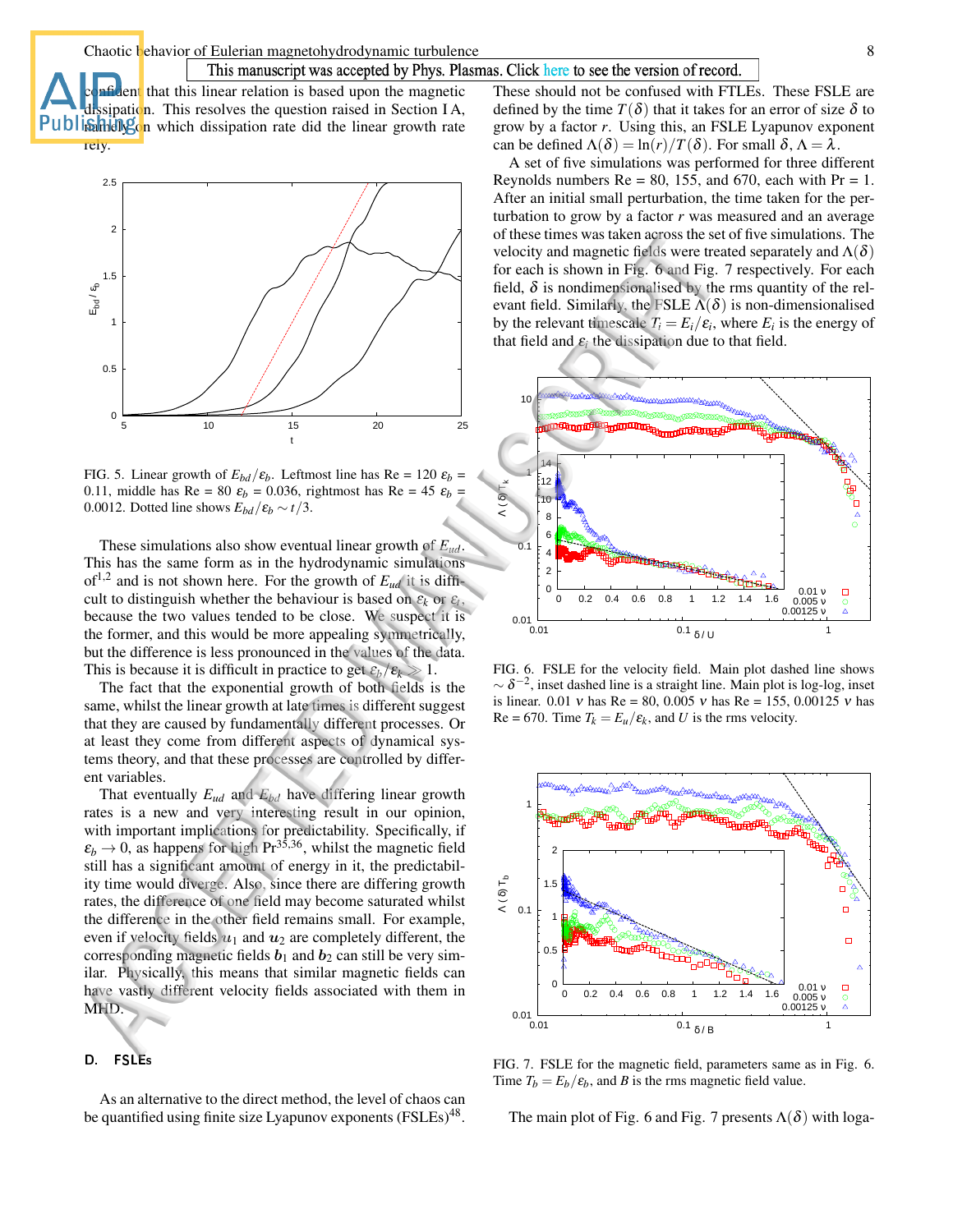confident that this linear relation is based upon the magnetic dissipation. This resolves the question raised in Section I A, namely on which dissipation rate did the linear growth rate rely.

FIG. 5. Linear growth of $E_{bd}/\varepsilon_b$. Leftmost line has Re = 120 $\varepsilon_b$ = 0.11, middle has Re = 80 $\varepsilon_b$ = 0.036, rightmost has Re = 45 $\varepsilon_b$ = 0.0012. Dotted line shows $E_{bd}/\varepsilon_b \sim t/3$.

These simulations also show eventual linear growth of $E_{ud}$. This has the same form as in the hydrodynamic simulations of[1,2] and is not shown here. For the growth of $E_{ud}$ it is difficult to distinguish whether the behaviour is based on $\varepsilon_k$ or $\varepsilon_l$, because the two values tended to be close. We suspect it is the former, and this would be more appealing symmetrically, but the difference is less pronounced in the values of the data. This is because it is difficult in practice to get $\varepsilon_b/\varepsilon_k \gg 1$.

The fact that the exponential growth of both fields is the same, whilst the linear growth at late times is different suggest that they are caused by fundamentally different processes. Or at least they come from different aspects of dynamical systems theory, and that these processes are controlled by different variables.

That eventually $E_{ud}$ and $E_{bd}$ have differing linear growth rates is a new and very interesting result in our opinion, with important implications for predictability. Specifically, if $\varepsilon_b \to 0$, as happens for high Pr[35,36], whilst the magnetic field still has a significant amount of energy in it, the predictability time would diverge. Also, since there are differing growth rates, the difference of one field may become saturated whilst the difference in the other field remains small. For example, even if velocity fields $\boldsymbol{u}_1$ and $\boldsymbol{u}_2$ are completely different, the corresponding magnetic fields $\boldsymbol{b}_1$ and $\boldsymbol{b}_2$ can still be very similar. Physically, this means that similar magnetic fields can have vastly different velocity fields associated with them in MHD.

### D. FSLEs

As an alternative to the direct method, the level of chaos can be quantified using finite size Lyapunov exponents (FSLEs)[48]. These should not be confused with FTLEs. These FSLE are defined by the time $T(\delta)$ that it takes for an error of size $\delta$ to grow by a factor $r$. Using this, an FSLE Lyapunov exponent can be defined $\Lambda(\delta) = \ln(r)/T(\delta)$. For small $\delta$, $\Lambda = \lambda$.

A set of five simulations was performed for three different Reynolds numbers Re = 80, 155, and 670, each with Pr = 1. After an initial small perturbation, the time taken for the perturbation to grow by a factor $r$ was measured and an average of these times was taken across the set of five simulations. The velocity and magnetic fields were treated separately and $\Lambda(\delta)$ for each is shown in Fig. 6 and Fig. 7 respectively. For each field, $\delta$ is nondimensionalised by the rms quantity of the relevant field. Similarly, the FSLE $\Lambda(\delta)$ is non-dimensionalised by the relevant timescale $T_i = E_i/\varepsilon_i$, where $E_i$ is the energy of that field and $\varepsilon_i$ the dissipation due to that field.

FIG. 6. FSLE for the velocity field. Main plot dashed line shows $\sim \delta^{-2}$, inset dashed line is a straight line. Main plot is log-log, inset is linear. 0.01 $\nu$ has Re = 80, 0.005 $\nu$ has Re = 155, 0.00125 $\nu$ has Re = 670. Time $T_k = E_u/\varepsilon_k$, and $U$ is the rms velocity.

FIG. 7. FSLE for the magnetic field, parameters same as in Fig. 6. Time $T_b = E_b/\varepsilon_b$, and $B$ is the rms magnetic field value.

The main plot of Fig. 6 and Fig. 7 presents $\Lambda(\delta)$ with loga-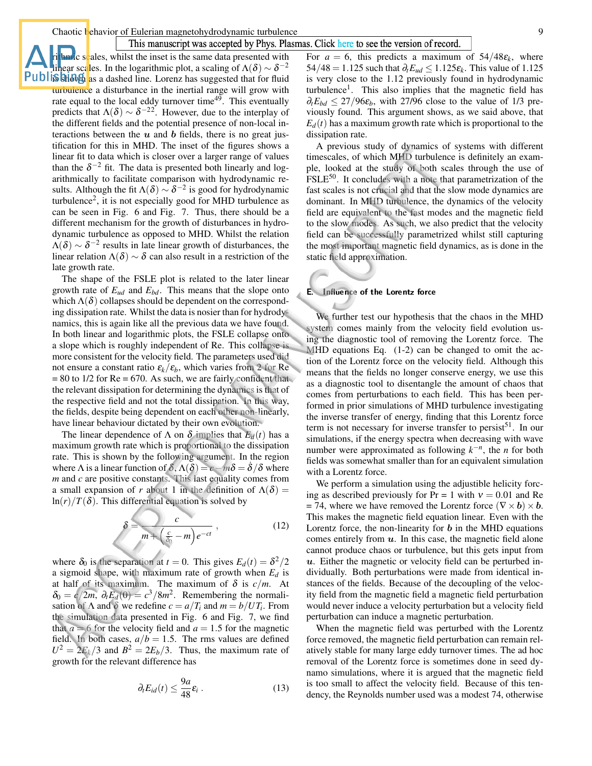rithmic scales, whilst the inset is the same data presented with linear scales. In the logarithmic plot, a scaling of $\Lambda(\delta) \sim \delta^{-2}$ is shown as a dashed line. Lorenz has suggested that for fluid turbulence a disturbance in the inertial range will grow with rate equal to the local eddy turnover time[49]. This eventually predicts that $\Lambda(\delta) \sim \delta^{-22}$. However, due to the interplay of the different fields and the potential presence of non-local interactions between the $\boldsymbol{u}$ and $\boldsymbol{b}$ fields, there is no great justification for this in MHD. The inset of the figures shows a linear fit to data which is closer over a larger range of values than the $\delta^{-2}$ fit. The data is presented both linearly and logarithmically to facilitate comparison with hydrodynamic results. Although the fit $\Lambda(\delta) \sim \delta^{-2}$ is good for hydrodynamic turbulence[2], it is not especially good for MHD turbulence as can be seen in Fig. 6 and Fig. 7. Thus, there should be a different mechanism for the growth of disturbances in hydrodynamic turbulence as opposed to MHD. Whilst the relation $\Lambda(\delta) \sim \delta^{-2}$ results in late linear growth of disturbances, the linear relation $\Lambda(\delta) \sim \delta$ can also result in a restriction of the late growth rate.

The shape of the FSLE plot is related to the later linear growth rate of $E_{ud}$ and $E_{bd}$. This means that the slope onto which $\Lambda(\delta)$ collapses should be dependent on the corresponding dissipation rate. Whilst the data is nosier than for hydrodynamics, this is again like all the previous data we have found. In both linear and logarithmic plots, the FSLE collapse onto a slope which is roughly independent of Re. This collapse is more consistent for the velocity field. The parameters used did not ensure a constant ratio $\varepsilon_k/\varepsilon_b$, which varies from 2 for Re = 80 to 1/2 for Re = 670. As such, we are fairly confident that the relevant dissipation for determining the dynamics is that of the respective field and not the total dissipation. In this way, the fields, despite being dependent on each other non-linearly, have linear behaviour dictated by their own evolution.

The linear dependence of $\Lambda$ on $\delta$ implies that $E_d(t)$ has a maximum growth rate which is proportional to the dissipation rate. This is shown by the following argument. In the region where $\Lambda$ is a linear function of $\delta$, $\Lambda(\delta) = c - m\delta = \dot{\delta}/\delta$ where $m$ and $c$ are positive constants. This last equality comes from a small expansion of $r$ about 1 in the definition of $\Lambda(\delta) = \ln(r)/T(\delta)$. This differential equation is solved by

$$\delta = \frac{c}{m + \left(\frac{c}{\delta_0} - m\right) e^{-ct}} , \tag{12}$$

where $\delta_0$ is the separation at $t = 0$. This gives $E_d(t) = \delta^2/2$ a sigmoid shape, with maximum rate of growth when $E_d$ is at half of its maximum. The maximum of $\delta$ is $c/m$. At $\delta_0 = c/2m$, $\partial_t E_d(0) = c^3/8m^2$. Remembering the normalisation of $\Lambda$ and $\delta$ we redefine $c = a/T_i$ and $m = b/UT_i$. From the simulation data presented in Fig. 6 and Fig. 7, we find that $a = 6$ for the velocity field and $a = 1.5$ for the magnetic field. In both cases, $a/b = 1.5$. The rms values are defined $U^2 = 2E_k/3$ and $B^2 = 2E_b/3$. Thus, the maximum rate of growth for the relevant difference has

$$\partial_t E_{id}(t) \leq \frac{9a}{48}\varepsilon_i . \tag{13}$$

For $a = 6$, this predicts a maximum of $54/48\varepsilon_k$, where $54/48 = 1.125$ such that $\partial_t E_{ud} \leq 1.125\varepsilon_k$. This value of 1.125 is very close to the 1.12 previously found in hydrodynamic turbulence[1]. This also implies that the magnetic field has $\partial_t E_{bd} \leq 27/96\varepsilon_b$, with 27/96 close to the value of 1/3 previously found. This argument shows, as we said above, that $E_d(t)$ has a maximum growth rate which is proportional to the dissipation rate.

A previous study of dynamics of systems with different timescales, of which MHD turbulence is definitely an example, looked at the study of both scales through the use of FSLE[50]. It concludes with a note that parametrization of the fast scales is not crucial and that the slow mode dynamics are dominant. In MHD turbulence, the dynamics of the velocity field are equivalent to the fast modes and the magnetic field to the slow modes. As such, we also predict that the velocity field can be successfully parametrized whilst still capturing the most important magnetic field dynamics, as is done in the static field approximation.

### E. Influence of the Lorentz force

We further test our hypothesis that the chaos in the MHD system comes mainly from the velocity field evolution using the diagnostic tool of removing the Lorentz force. The MHD equations Eq. (1-2) can be changed to omit the action of the Lorentz force on the velocity field. Although this means that the fields no longer conserve energy, we use this as a diagnostic tool to disentangle the amount of chaos that comes from perturbations to each field. This has been performed in prior simulations of MHD turbulence investigating the inverse transfer of energy, finding that this Lorentz force term is not necessary for inverse transfer to persist[51]. In our simulations, if the energy spectra when decreasing with wave number were approximated as following $k^{-n}$, the $n$ for both fields was somewhat smaller than for an equivalent simulation with a Lorentz force.

We perform a simulation using the adjustible helicity forcing as described previously for Pr = 1 with $\nu = 0.01$ and Re = 74, where we have removed the Lorentz force $(\nabla \times \boldsymbol{b}) \times \boldsymbol{b}$. This makes the magnetic field equation linear. Even with the Lorentz force, the non-linearity for $\boldsymbol{b}$ in the MHD equations comes entirely from $\boldsymbol{u}$. In this case, the magnetic field alone cannot produce chaos or turbulence, but this gets input from $\boldsymbol{u}$. Either the magnetic or velocity field can be perturbed individually. Both perturbations were made from identical instances of the fields. Because of the decoupling of the velocity field from the magnetic field a magnetic field perturbation would never induce a velocity perturbation but a velocity field perturbation can induce a magnetic perturbation.

When the magnetic field was perturbed with the Lorentz force removed, the magnetic field perturbation can remain relatively stable for many large eddy turnover times. The ad hoc removal of the Lorentz force is sometimes done in seed dynamo simulations, where it is argued that the magnetic field is too small to affect the velocity field. Because of this tendency, the Reynolds number used was a modest 74, otherwise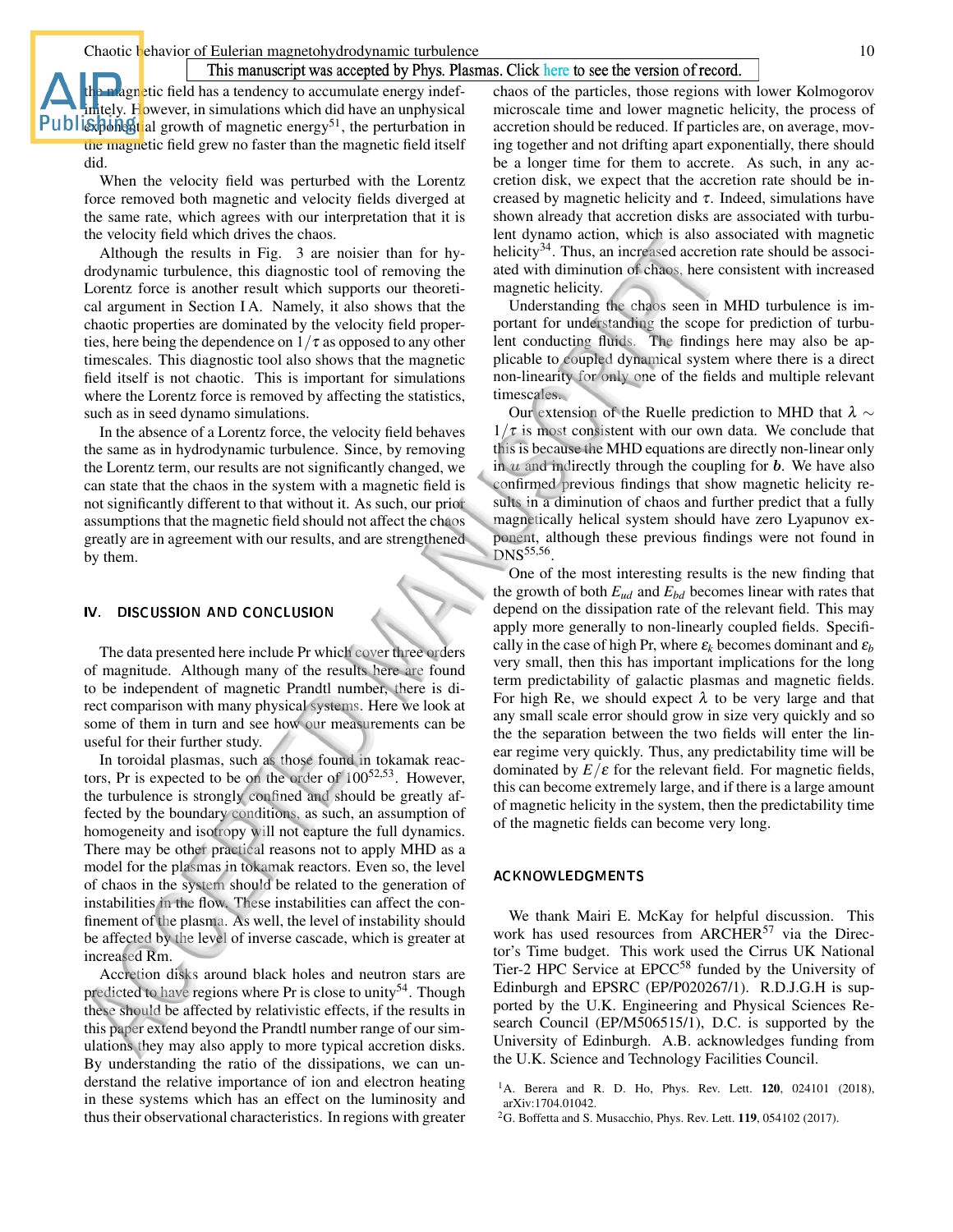the magnetic field has a tendency to accumulate energy indefinitely. However, in simulations which did have an unphysical exponential growth of magnetic energy[51], the perturbation in the magnetic field grew no faster than the magnetic field itself did.

When the velocity field was perturbed with the Lorentz force removed both magnetic and velocity fields diverged at the same rate, which agrees with our interpretation that it is the velocity field which drives the chaos.

Although the results in Fig. 3 are noisier than for hydrodynamic turbulence, this diagnostic tool of removing the Lorentz force is another result which supports our theoretical argument in Section I A. Namely, it also shows that the chaotic properties are dominated by the velocity field properties, here being the dependence on $1/\tau$ as opposed to any other timescales. This diagnostic tool also shows that the magnetic field itself is not chaotic. This is important for simulations where the Lorentz force is removed by affecting the statistics, such as in seed dynamo simulations.

In the absence of a Lorentz force, the velocity field behaves the same as in hydrodynamic turbulence. Since, by removing the Lorentz term, our results are not significantly changed, we can state that the chaos in the system with a magnetic field is not significantly different to that without it. As such, our prior assumptions that the magnetic field should not affect the chaos greatly are in agreement with our results, and are strengthened by them.

## IV. DISCUSSION AND CONCLUSION

The data presented here include Pr which cover three orders of magnitude. Although many of the results here are found to be independent of magnetic Prandtl number, there is direct comparison with many physical systems. Here we look at some of them in turn and see how our measurements can be useful for their further study.

In toroidal plasmas, such as those found in tokamak reactors, Pr is expected to be on the order of $100$[52,53]. However, the turbulence is strongly confined and should be greatly affected by the boundary conditions, as such, an assumption of homogeneity and isotropy will not capture the full dynamics. There may be other practical reasons not to apply MHD as a model for the plasmas in tokamak reactors. Even so, the level of chaos in the system should be related to the generation of instabilities in the flow. These instabilities can affect the confinement of the plasma. As well, the level of instability should be affected by the level of inverse cascade, which is greater at increased Rm.

Accretion disks around black holes and neutron stars are predicted to have regions where Pr is close to unity[54]. Though these should be affected by relativistic effects, if the results in this paper extend beyond the Prandtl number range of our simulations they may also apply to more typical accretion disks. By understanding the ratio of the dissipations, we can understand the relative importance of ion and electron heating in these systems which has an effect on the luminosity and thus their observational characteristics. In regions with greater chaos of the particles, those regions with lower Kolmogorov microscale time and lower magnetic helicity, the process of accretion should be reduced. If particles are, on average, moving together and not drifting apart exponentially, there should be a longer time for them to accrete. As such, in any accretion disk, we expect that the accretion rate should be increased by magnetic helicity and $\tau$. Indeed, simulations have shown already that accretion disks are associated with turbulent dynamo action, which is also associated with magnetic helicity[34]. Thus, an increased accretion rate should be associated with diminution of chaos, here consistent with increased magnetic helicity.

Understanding the chaos seen in MHD turbulence is important for understanding the scope for prediction of turbulent conducting fluids. The findings here may also be applicable to coupled dynamical system where there is a direct non-linearity for only one of the fields and multiple relevant timescales.

Our extension of the Ruelle prediction to MHD that $\lambda \sim 1/\tau$ is most consistent with our own data. We conclude that this is because the MHD equations are directly non-linear only in $u$ and indirectly through the coupling for $\boldsymbol{b}$. We have also confirmed previous findings that show magnetic helicity results in a diminution of chaos and further predict that a fully magnetically helical system should have zero Lyapunov exponent, although these previous findings were not found in DNS[55,56].

One of the most interesting results is the new finding that the growth of both $E_{ud}$ and $E_{bd}$ becomes linear with rates that depend on the dissipation rate of the relevant field. This may apply more generally to non-linearly coupled fields. Specifically in the case of high Pr, where $\varepsilon_k$ becomes dominant and $\varepsilon_b$ very small, then this has important implications for the long term predictability of galactic plasmas and magnetic fields. For high Re, we should expect $\lambda$ to be very large and that any small scale error should grow in size very quickly and so the the separation between the two fields will enter the linear regime very quickly. Thus, any predictability time will be dominated by $E/\varepsilon$ for the relevant field. For magnetic fields, this can become extremely large, and if there is a large amount of magnetic helicity in the system, then the predictability time of the magnetic fields can become very long.

## ACKNOWLEDGMENTS

We thank Mairi E. McKay for helpful discussion. This work has used resources from ARCHER[57] via the Director's Time budget. This work used the Cirrus UK National Tier-2 HPC Service at EPCC[58] funded by the University of Edinburgh and EPSRC (EP/P020267/1). R.D.J.G.H is supported by the U.K. Engineering and Physical Sciences Research Council (EP/M506515/1), D.C. is supported by the University of Edinburgh. A.B. acknowledges funding from the U.K. Science and Technology Facilities Council.

[1] A. Berera and R. D. Ho, Phys. Rev. Lett. **120**, 024101 (2018), arXiv:1704.01042.

[2] G. Boffetta and S. Musacchio, Phys. Rev. Lett. **119**, 054102 (2017).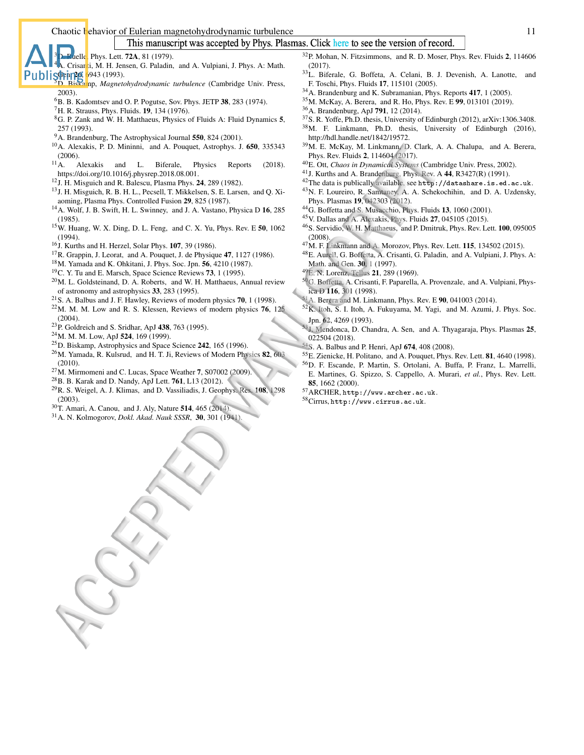This manuscript was accepted by Phys. Plasmas. Click here to see the version of record.

[3] D. Ruelle, Phys. Lett. **72A**, 81 (1979).
[4] A. Crisanti, M. H. Jensen, G. Paladin, and A. Vulpiani, J. Phys. A: Math. Gen. **26**, 6943 (1993).
[5] D. Biskamp, *Magnetohydrodynamic turbulence* (Cambridge Univ. Press, 2003).
[6] B. B. Kadomtsev and O. P. Pogutse, Sov. Phys. JETP **38**, 283 (1974).
[7] H. R. Strauss, Phys. Fluids. **19**, 134 (1976).
[8] G. P. Zank and W. H. Matthaeus, Physics of Fluids A: Fluid Dynamics **5**, 257 (1993).
[9] A. Brandenburg, The Astrophysical Journal **550**, 824 (2001).
[10] A. Alexakis, P. D. Mininni, and A. Pouquet, Astrophys. J. **650**, 335343 (2006).
[11] A. Alexakis and L. Biferale, Physics Reports (2018). https://doi.org/10.1016/j.physrep.2018.08.001.
[12] J. H. Misguich and R. Balescu, Plasma Phys. **24**, 289 (1982).
[13] J. H. Misguich, R. B. H. L., Pecsell, T. Mikkelsen, S. E. Larsen, and Q. Xiaoming, Plasma Phys. Controlled Fusion **29**, 825 (1987).
[14] A. Wolf, J. B. Swift, H. L. Swinney, and J. A. Vastano, Physica D **16**, 285 (1985).
[15] W. Huang, W. X. Ding, D. L. Feng, and C. X. Yu, Phys. Rev. E **50**, 1062 (1994).
[16] J. Kurths and H. Herzel, Solar Phys. **107**, 39 (1986).
[17] R. Grappin, J. Leorat, and A. Pouquet, J. de Physique **47**, 1127 (1986).
[18] M. Yamada and K. Ohkitani, J. Phys. Soc. Jpn. **56**, 4210 (1987).
[19] C. Y. Tu and E. Marsch, Space Science Reviews **73**, 1 (1995).
[20] M. L. Goldsteinand, D. A. Roberts, and W. H. Matthaeus, Annual review of astronomy and astrophysics **33**, 283 (1995).
[21] S. A. Balbus and J. F. Hawley, Reviews of modern physics **70**, 1 (1998).
[22] M. M. M. Low and R. S. Klessen, Reviews of modern physics **76**, 125 (2004).
[23] P. Goldreich and S. Sridhar, ApJ **438**, 763 (1995).
[24] M. M. M. Low, ApJ **524**, 169 (1999).
[25] D. Biskamp, Astrophysics and Space Science **242**, 165 (1996).
[26] M. Yamada, R. Kulsrud, and H. T. Ji, Reviews of Modern Physics **82**, 603 (2010).
[27] M. Mirmomeni and C. Lucas, Space Weather **7**, S07002 (2009).
[28] B. B. Karak and D. Nandy, ApJ Lett. **761**, L13 (2012).
[29] R. S. Weigel, A. J. Klimas, and D. Vassiliadis, J. Geophys. Res. **108**, 1298 (2003).
[30] T. Amari, A. Canou, and J. Aly, Nature **514**, 465 (2014).
[31] A. N. Kolmogorov, *Dokl. Akad. Nauk SSSR*, **30**, 301 (1941).
[32] P. Mohan, N. Fitzsimmons, and R. D. Moser, Phys. Rev. Fluids **2**, 114606 (2017).
[33] L. Biferale, G. Boffeta, A. Celani, B. J. Devenish, A. Lanotte, and F. Toschi, Phys. Fluids **17**, 115101 (2005).
[34] A. Brandenburg and K. Subramanian, Phys. Reports **417**, 1 (2005).
[35] M. McKay, A. Berera, and R. Ho, Phys. Rev. E **99**, 013101 (2019).
[36] A. Brandenburg, ApJ **791**, 12 (2014).
[37] S. R. Yoffe, Ph.D. thesis, University of Edinburgh (2012), arXiv:1306.3408.
[38] M. F. Linkmann, Ph.D. thesis, University of Edinburgh (2016), http://hdl.handle.net/1842/19572.
[39] M. E. McKay, M. Linkmann, D. Clark, A. A. Chalupa, and A. Berera, Phys. Rev. Fluids **2**, 114604 (2017).
[40] E. Ott, *Chaos in Dynamical Systems* (Cambridge Univ. Press, 2002).
[41] J. Kurths and A. Brandenburg, Phys. Rev. A **44**, R3427(R) (1991).
[42] The data is publically available, see `http://datashare.is.ed.ac.uk`.
[43] N. F. Loureiro, R. Samtaney, A. A. Schekochihin, and D. A. Uzdensky, Phys. Plasmas **19**, 042303 (2012).
[44] G. Boffetta and S. Musacchio, Phys. Fluids **13**, 1060 (2001).
[45] V. Dallas and A. Alexakis, Phys. Fluids **27**, 045105 (2015).
[46] S. Servidio, W. H. Matthaeus, and P. Dmitruk, Phys. Rev. Lett. **100**, 095005 (2008).
[47] M. F. Linkmann and A. Morozov, Phys. Rev. Lett. **115**, 134502 (2015).
[48] E. Aurell, G. Boffetta, A. Crisanti, G. Paladin, and A. Vulpiani, J. Phys. A: Math. and Gen. **30**, 1 (1997).
[49] E. N. Lorenz, Tellus **21**, 289 (1969).
[50] G. Boffetta, A. Crisanti, F. Paparella, A. Provenzale, and A. Vulpiani, Physica D **116**, 301 (1998).
[51] A. Berera and M. Linkmann, Phys. Rev. E **90**, 041003 (2014).
[52] K. Itoh, S. I. Itoh, A. Fukuyama, M. Yagi, and M. Azumi, J. Phys. Soc. Jpn. **62**, 4269 (1993).
[53] J. Mendonca, D. Chandra, A. Sen, and A. Thyagaraja, Phys. Plasmas **25**, 022504 (2018).
[54] S. A. Balbus and P. Henri, ApJ **674**, 408 (2008).
[55] E. Zienicke, H. Politano, and A. Pouquet, Phys. Rev. Lett. **81**, 4640 (1998).
[56] D. F. Escande, P. Martin, S. Ortolani, A. Buffa, P. Franz, L. Marrelli, E. Martines, G. Spizzo, S. Cappello, A. Murari, *et al.*, Phys. Rev. Lett. **85**, 1662 (2000).
[57] ARCHER, `http://www.archer.ac.uk`.
[58] Cirrus, `http://www.cirrus.ac.uk`.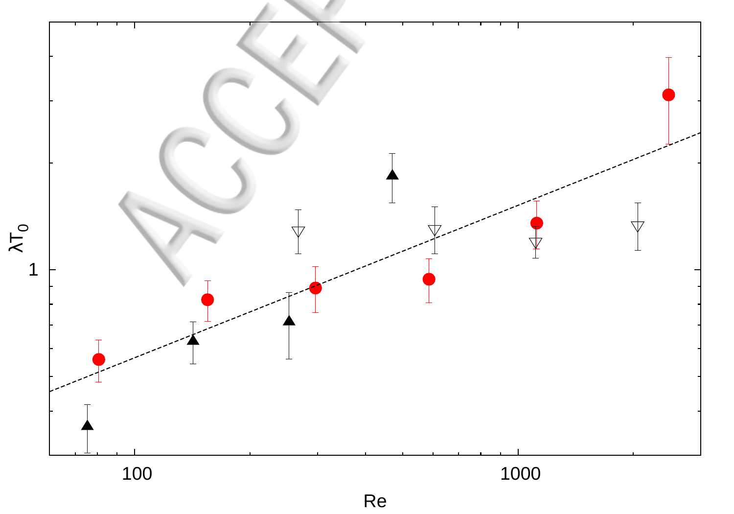$\lambda T_0$

1

100

1000

Re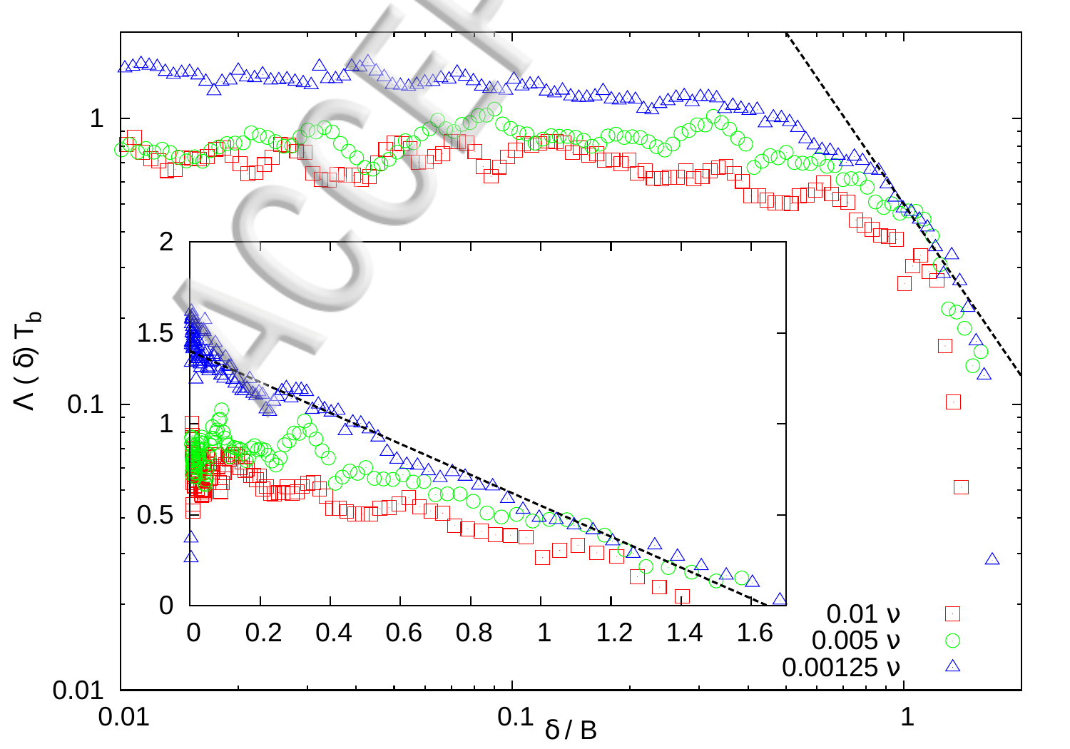$\Lambda$ ( $\delta$ ) $T_b$

$\delta$ / B

1

0.1

0.01

0.01

0.1

1

2

1.5

1

0.5

0

0

0.2

0.4

0.6

0.8

1

1.2

1.4

1.6

0.01 $\nu$

0.005 $\nu$

0.00125 $\nu$